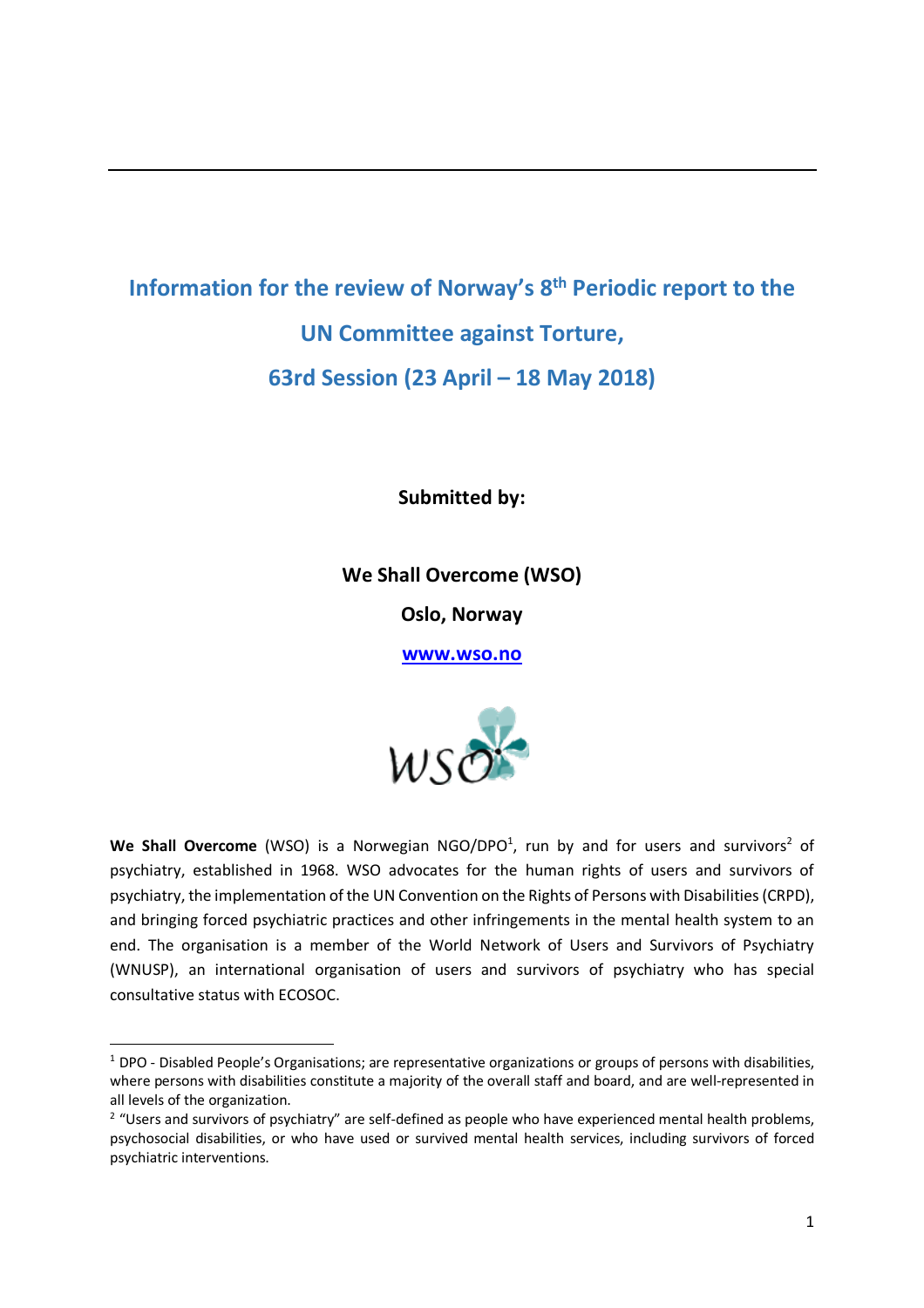# Information for the review of Norway's 8th Periodic report to the UN Committee against Torture, 63rd Session (23 April – 18 May 2018)

**Submitted by:**

**We Shall Overcome (WSO)**

**Oslo, Norway**

**www.wso.no**

**We Shall Overcome** (WSO) is a Norwegian NGO/DPO[1], run by and for users and survivors[2] of psychiatry, established in 1968. WSO advocates for the human rights of users and survivors of psychiatry, the implementation of the UN Convention on the Rights of Persons with Disabilities (CRPD), and bringing forced psychiatric practices and other infringements in the mental health system to an end. The organisation is a member of the World Network of Users and Survivors of Psychiatry (WNUSP), an international organisation of users and survivors of psychiatry who has special consultative status with ECOSOC.

[1] DPO - Disabled People's Organisations; are representative organizations or groups of persons with disabilities, where persons with disabilities constitute a majority of the overall staff and board, and are well-represented in all levels of the organization.

[2] "Users and survivors of psychiatry" are self-defined as people who have experienced mental health problems, psychosocial disabilities, or who have used or survived mental health services, including survivors of forced psychiatric interventions.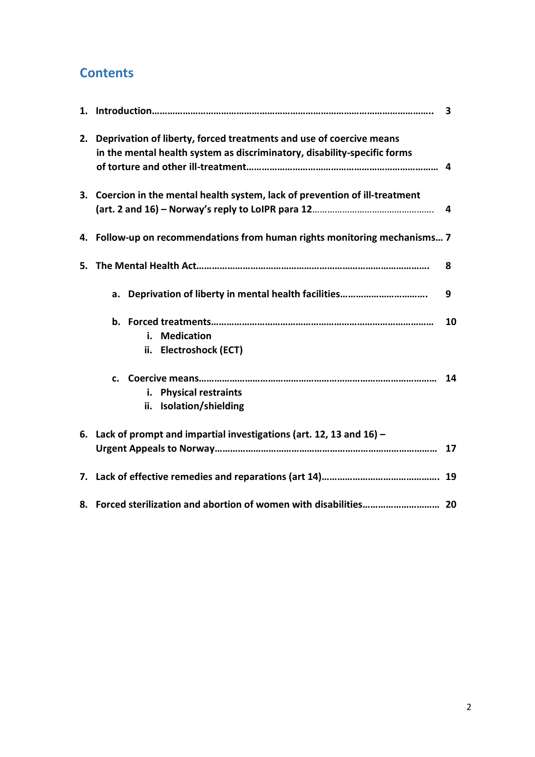# Contents

1. **Introduction………………………………………………………………………………………………….. 3**

2. **Deprivation of liberty, forced treatments and use of coercive means in the mental health system as discriminatory, disability-specific forms of torture and other ill-treatment………………………………………………………………… 4**

3. **Coercion in the mental health system, lack of prevention of ill-treatment (art. 2 and 16) – Norway's reply to LoIPR para 12………………………………………… 4**

4. **Follow-up on recommendations from human rights monitoring mechanisms… 7**

5. **The Mental Health Act……………………………………………………………………………… 8**

   a. **Deprivation of liberty in mental health facilities……………………………. 9**

   b. **Forced treatments………………………………………………………………………… 10**

      i. **Medication**

      ii. **Electroshock (ECT)**

   c. **Coercive means……………………………………………………………………………… 14**

      i. **Physical restraints**

      ii. **Isolation/shielding**

6. **Lack of prompt and impartial investigations (art. 12, 13 and 16) – Urgent Appeals to Norway………………………………………………………………………… 17**

7. **Lack of effective remedies and reparations (art 14)………………………………………. 19**

8. **Forced sterilization and abortion of women with disabilities………………………… 20**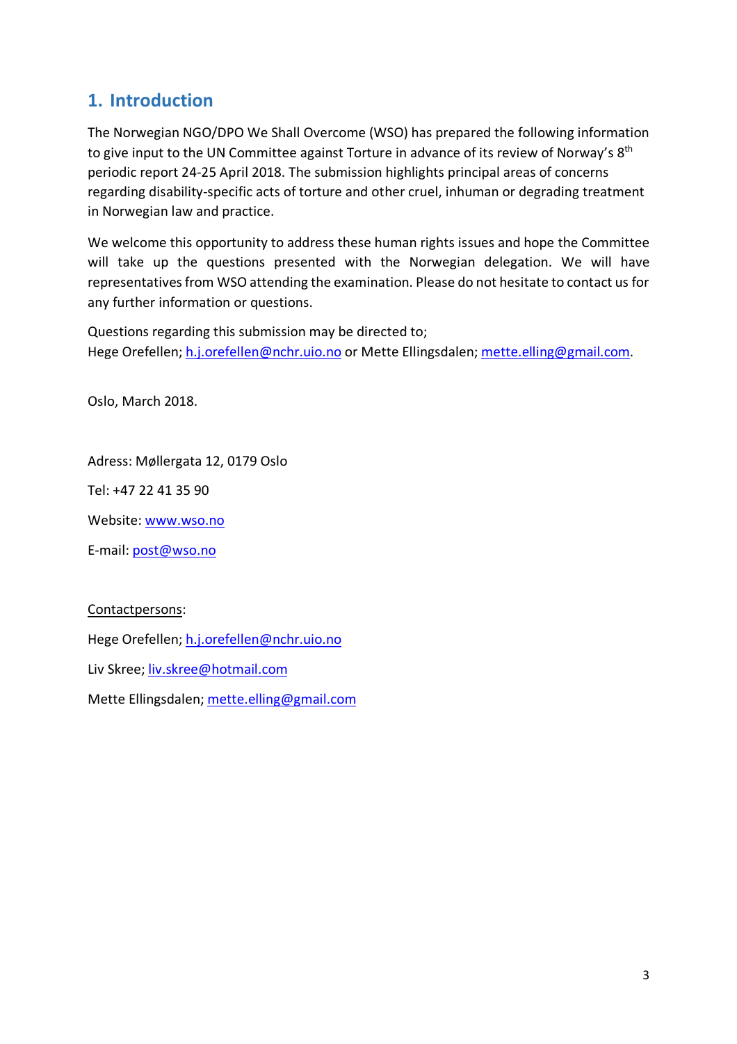## 1. Introduction

The Norwegian NGO/DPO We Shall Overcome (WSO) has prepared the following information to give input to the UN Committee against Torture in advance of its review of Norway's 8$^{th}$ periodic report 24-25 April 2018. The submission highlights principal areas of concerns regarding disability-specific acts of torture and other cruel, inhuman or degrading treatment in Norwegian law and practice.

We welcome this opportunity to address these human rights issues and hope the Committee will take up the questions presented with the Norwegian delegation. We will have representatives from WSO attending the examination. Please do not hesitate to contact us for any further information or questions.

Questions regarding this submission may be directed to;
Hege Orefellen; h.j.orefellen@nchr.uio.no or Mette Ellingsdalen; mette.elling@gmail.com.

Oslo, March 2018.

Adress: Møllergata 12, 0179 Oslo

Tel: +47 22 41 35 90

Website: www.wso.no

E-mail: post@wso.no

Contactpersons:

Hege Orefellen; h.j.orefellen@nchr.uio.no

Liv Skree; liv.skree@hotmail.com

Mette Ellingsdalen; mette.elling@gmail.com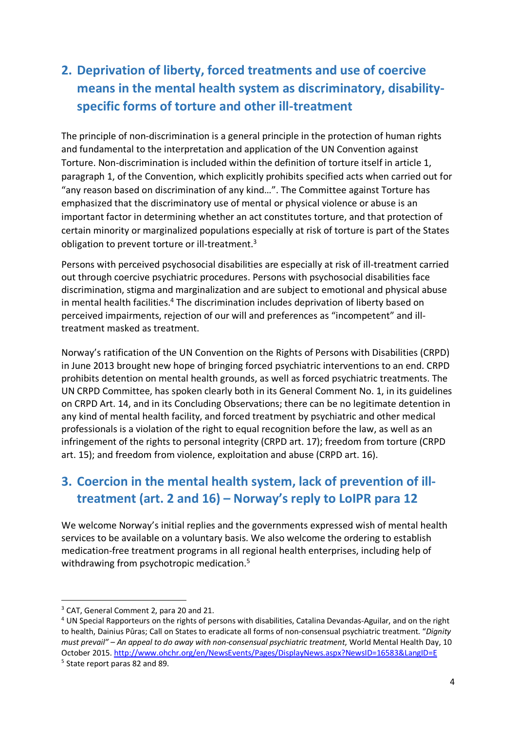## 2. Deprivation of liberty, forced treatments and use of coercive means in the mental health system as discriminatory, disability-specific forms of torture and other ill-treatment

The principle of non-discrimination is a general principle in the protection of human rights and fundamental to the interpretation and application of the UN Convention against Torture. Non-discrimination is included within the definition of torture itself in article 1, paragraph 1, of the Convention, which explicitly prohibits specified acts when carried out for "any reason based on discrimination of any kind…". The Committee against Torture has emphasized that the discriminatory use of mental or physical violence or abuse is an important factor in determining whether an act constitutes torture, and that protection of certain minority or marginalized populations especially at risk of torture is part of the States obligation to prevent torture or ill-treatment.[3]

Persons with perceived psychosocial disabilities are especially at risk of ill-treatment carried out through coercive psychiatric procedures. Persons with psychosocial disabilities face discrimination, stigma and marginalization and are subject to emotional and physical abuse in mental health facilities.[4] The discrimination includes deprivation of liberty based on perceived impairments, rejection of our will and preferences as "incompetent" and ill-treatment masked as treatment.

Norway's ratification of the UN Convention on the Rights of Persons with Disabilities (CRPD) in June 2013 brought new hope of bringing forced psychiatric interventions to an end. CRPD prohibits detention on mental health grounds, as well as forced psychiatric treatments. The UN CRPD Committee, has spoken clearly both in its General Comment No. 1, in its guidelines on CRPD Art. 14, and in its Concluding Observations; there can be no legitimate detention in any kind of mental health facility, and forced treatment by psychiatric and other medical professionals is a violation of the right to equal recognition before the law, as well as an infringement of the rights to personal integrity (CRPD art. 17); freedom from torture (CRPD art. 15); and freedom from violence, exploitation and abuse (CRPD art. 16).

## 3. Coercion in the mental health system, lack of prevention of ill-treatment (art. 2 and 16) – Norway's reply to LoIPR para 12

We welcome Norway's initial replies and the governments expressed wish of mental health services to be available on a voluntary basis. We also welcome the ordering to establish medication-free treatment programs in all regional health enterprises, including help of withdrawing from psychotropic medication.[5]

---

[3] CAT, General Comment 2, para 20 and 21.

[4] UN Special Rapporteurs on the rights of persons with disabilities, Catalina Devandas-Aguilar, and on the right to health, Dainius Pûras; Call on States to eradicate all forms of non-consensual psychiatric treatment. "*Dignity must prevail" – An appeal to do away with non-consensual psychiatric treatment*, World Mental Health Day, 10 October 2015. http://www.ohchr.org/en/NewsEvents/Pages/DisplayNews.aspx?NewsID=16583&LangID=E

[5] State report paras 82 and 89.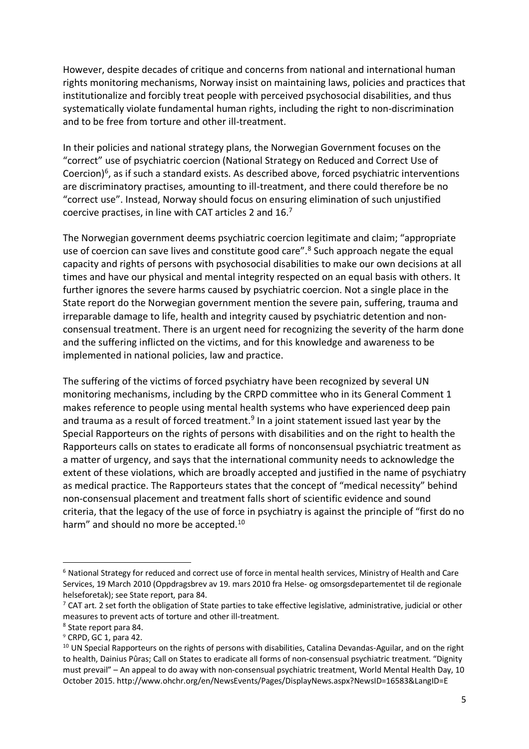However, despite decades of critique and concerns from national and international human rights monitoring mechanisms, Norway insist on maintaining laws, policies and practices that institutionalize and forcibly treat people with perceived psychosocial disabilities, and thus systematically violate fundamental human rights, including the right to non-discrimination and to be free from torture and other ill-treatment.

In their policies and national strategy plans, the Norwegian Government focuses on the "correct" use of psychiatric coercion (National Strategy on Reduced and Correct Use of Coercion)[6], as if such a standard exists. As described above, forced psychiatric interventions are discriminatory practises, amounting to ill-treatment, and there could therefore be no "correct use". Instead, Norway should focus on ensuring elimination of such unjustified coercive practises, in line with CAT articles 2 and 16.[7]

The Norwegian government deems psychiatric coercion legitimate and claim; "appropriate use of coercion can save lives and constitute good care".[8] Such approach negate the equal capacity and rights of persons with psychosocial disabilities to make our own decisions at all times and have our physical and mental integrity respected on an equal basis with others. It further ignores the severe harms caused by psychiatric coercion. Not a single place in the State report do the Norwegian government mention the severe pain, suffering, trauma and irreparable damage to life, health and integrity caused by psychiatric detention and non-consensual treatment. There is an urgent need for recognizing the severity of the harm done and the suffering inflicted on the victims, and for this knowledge and awareness to be implemented in national policies, law and practice.

The suffering of the victims of forced psychiatry have been recognized by several UN monitoring mechanisms, including by the CRPD committee who in its General Comment 1 makes reference to people using mental health systems who have experienced deep pain and trauma as a result of forced treatment.[9] In a joint statement issued last year by the Special Rapporteurs on the rights of persons with disabilities and on the right to health the Rapporteurs calls on states to eradicate all forms of nonconsensual psychiatric treatment as a matter of urgency, and says that the international community needs to acknowledge the extent of these violations, which are broadly accepted and justified in the name of psychiatry as medical practice. The Rapporteurs states that the concept of "medical necessity" behind non-consensual placement and treatment falls short of scientific evidence and sound criteria, that the legacy of the use of force in psychiatry is against the principle of "first do no harm" and should no more be accepted.[10]

---

[6] National Strategy for reduced and correct use of force in mental health services, Ministry of Health and Care Services, 19 March 2010 (Oppdragsbrev av 19. mars 2010 fra Helse- og omsorgsdepartementet til de regionale helseforetak); see State report, para 84.

[7] CAT art. 2 set forth the obligation of State parties to take effective legislative, administrative, judicial or other measures to prevent acts of torture and other ill-treatment.

[8] State report para 84.

[9] CRPD, GC 1, para 42.

[10] UN Special Rapporteurs on the rights of persons with disabilities, Catalina Devandas-Aguilar, and on the right to health, Dainius Pûras; Call on States to eradicate all forms of non-consensual psychiatric treatment. "Dignity must prevail" – An appeal to do away with non-consensual psychiatric treatment, World Mental Health Day, 10 October 2015. http://www.ohchr.org/en/NewsEvents/Pages/DisplayNews.aspx?NewsID=16583&LangID=E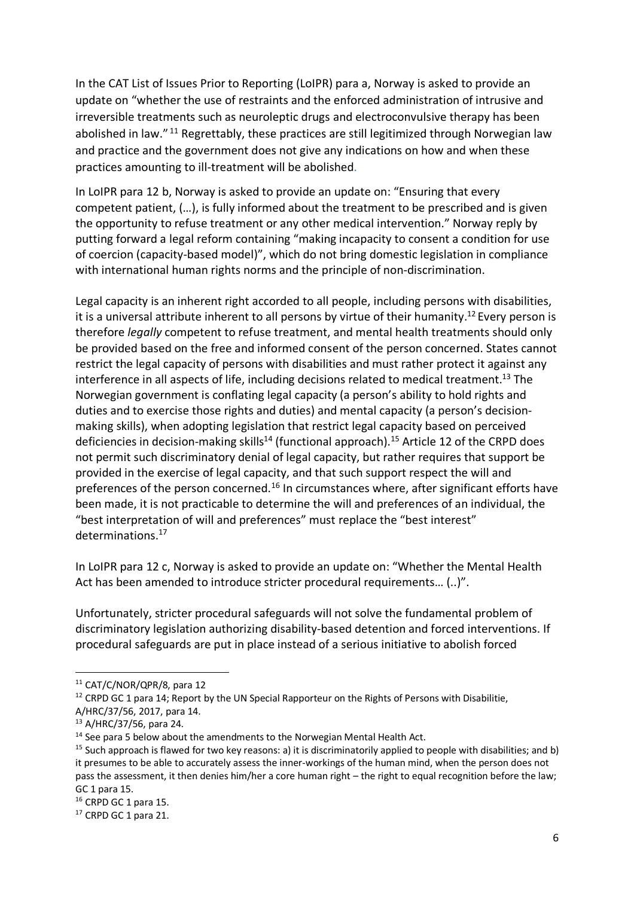In the CAT List of Issues Prior to Reporting (LoIPR) para a, Norway is asked to provide an update on "whether the use of restraints and the enforced administration of intrusive and irreversible treatments such as neuroleptic drugs and electroconvulsive therapy has been abolished in law."[11] Regrettably, these practices are still legitimized through Norwegian law and practice and the government does not give any indications on how and when these practices amounting to ill-treatment will be abolished.

In LoIPR para 12 b, Norway is asked to provide an update on: "Ensuring that every competent patient, (…), is fully informed about the treatment to be prescribed and is given the opportunity to refuse treatment or any other medical intervention." Norway reply by putting forward a legal reform containing "making incapacity to consent a condition for use of coercion (capacity-based model)", which do not bring domestic legislation in compliance with international human rights norms and the principle of non-discrimination.

Legal capacity is an inherent right accorded to all people, including persons with disabilities, it is a universal attribute inherent to all persons by virtue of their humanity.[12] Every person is therefore *legally* competent to refuse treatment, and mental health treatments should only be provided based on the free and informed consent of the person concerned. States cannot restrict the legal capacity of persons with disabilities and must rather protect it against any interference in all aspects of life, including decisions related to medical treatment.[13] The Norwegian government is conflating legal capacity (a person's ability to hold rights and duties and to exercise those rights and duties) and mental capacity (a person's decision-making skills), when adopting legislation that restrict legal capacity based on perceived deficiencies in decision-making skills[14] (functional approach).[15] Article 12 of the CRPD does not permit such discriminatory denial of legal capacity, but rather requires that support be provided in the exercise of legal capacity, and that such support respect the will and preferences of the person concerned.[16] In circumstances where, after significant efforts have been made, it is not practicable to determine the will and preferences of an individual, the "best interpretation of will and preferences" must replace the "best interest" determinations.[17]

In LoIPR para 12 c, Norway is asked to provide an update on: "Whether the Mental Health Act has been amended to introduce stricter procedural requirements… (..)".

Unfortunately, stricter procedural safeguards will not solve the fundamental problem of discriminatory legislation authorizing disability-based detention and forced interventions. If procedural safeguards are put in place instead of a serious initiative to abolish forced

---

[11] CAT/C/NOR/QPR/8, para 12

[12] CRPD GC 1 para 14; Report by the UN Special Rapporteur on the Rights of Persons with Disabilitie, A/HRC/37/56, 2017, para 14.

[13] A/HRC/37/56, para 24.

[14] See para 5 below about the amendments to the Norwegian Mental Health Act.

[15] Such approach is flawed for two key reasons: a) it is discriminatorily applied to people with disabilities; and b) it presumes to be able to accurately assess the inner-workings of the human mind, when the person does not pass the assessment, it then denies him/her a core human right – the right to equal recognition before the law; GC 1 para 15.

[16] CRPD GC 1 para 15.

[17] CRPD GC 1 para 21.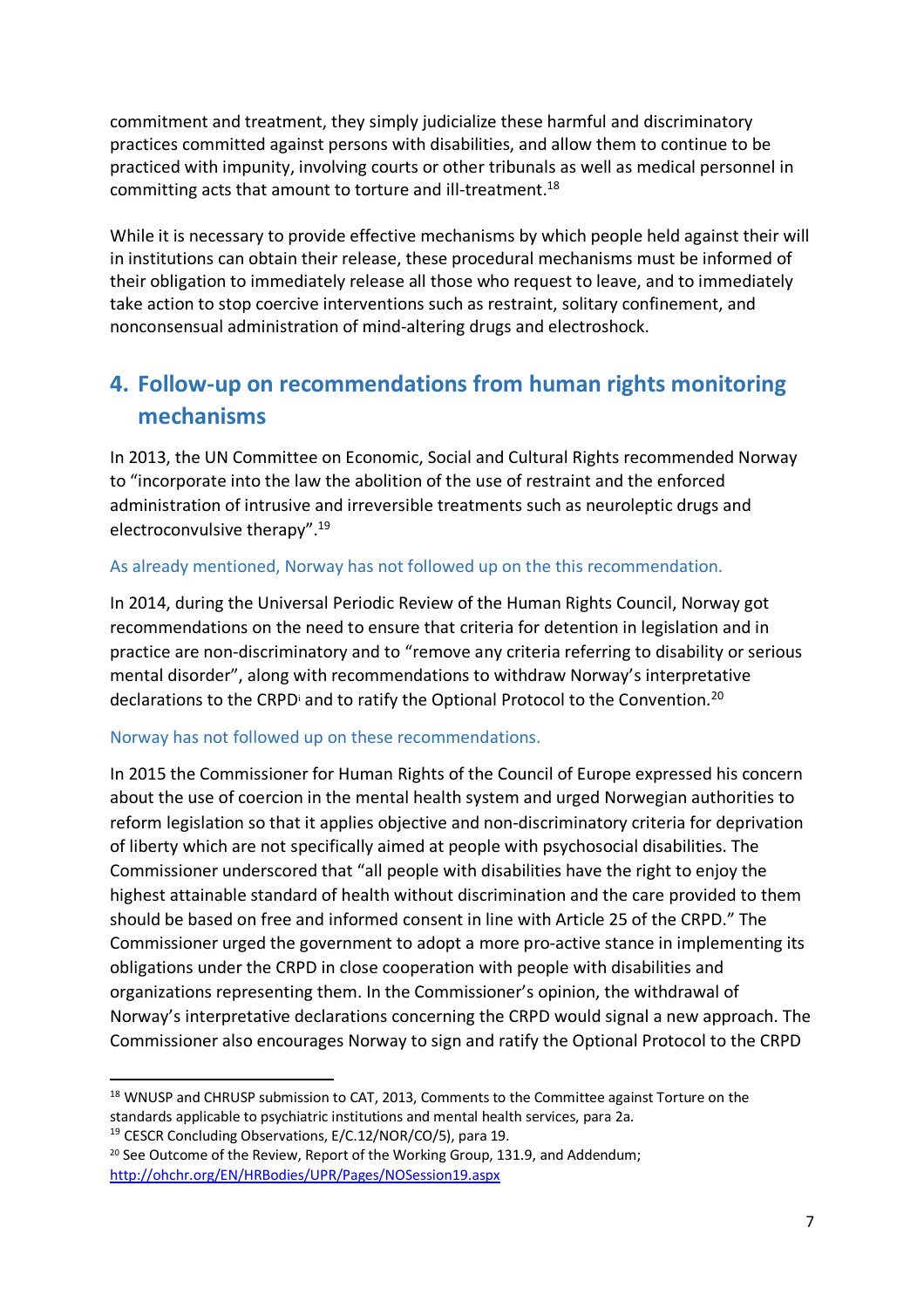commitment and treatment, they simply judicialize these harmful and discriminatory practices committed against persons with disabilities, and allow them to continue to be practiced with impunity, involving courts or other tribunals as well as medical personnel in committing acts that amount to torture and ill-treatment.[18]

While it is necessary to provide effective mechanisms by which people held against their will in institutions can obtain their release, these procedural mechanisms must be informed of their obligation to immediately release all those who request to leave, and to immediately take action to stop coercive interventions such as restraint, solitary confinement, and nonconsensual administration of mind-altering drugs and electroshock.

## 4. Follow-up on recommendations from human rights monitoring mechanisms

In 2013, the UN Committee on Economic, Social and Cultural Rights recommended Norway to "incorporate into the law the abolition of the use of restraint and the enforced administration of intrusive and irreversible treatments such as neuroleptic drugs and electroconvulsive therapy".[19]

As already mentioned, Norway has not followed up on the this recommendation.

In 2014, during the Universal Periodic Review of the Human Rights Council, Norway got recommendations on the need to ensure that criteria for detention in legislation and in practice are non-discriminatory and to "remove any criteria referring to disability or serious mental disorder", along with recommendations to withdraw Norway's interpretative declarations to the CRPD[i] and to ratify the Optional Protocol to the Convention.[20]

Norway has not followed up on these recommendations.

In 2015 the Commissioner for Human Rights of the Council of Europe expressed his concern about the use of coercion in the mental health system and urged Norwegian authorities to reform legislation so that it applies objective and non-discriminatory criteria for deprivation of liberty which are not specifically aimed at people with psychosocial disabilities. The Commissioner underscored that "all people with disabilities have the right to enjoy the highest attainable standard of health without discrimination and the care provided to them should be based on free and informed consent in line with Article 25 of the CRPD." The Commissioner urged the government to adopt a more pro-active stance in implementing its obligations under the CRPD in close cooperation with people with disabilities and organizations representing them. In the Commissioner's opinion, the withdrawal of Norway's interpretative declarations concerning the CRPD would signal a new approach. The Commissioner also encourages Norway to sign and ratify the Optional Protocol to the CRPD

---

[18] WNUSP and CHRUSP submission to CAT, 2013, Comments to the Committee against Torture on the standards applicable to psychiatric institutions and mental health services, para 2a.

[19] CESCR Concluding Observations, E/C.12/NOR/CO/5), para 19.

[20] See Outcome of the Review, Report of the Working Group, 131.9, and Addendum; http://ohchr.org/EN/HRBodies/UPR/Pages/NOSession19.aspx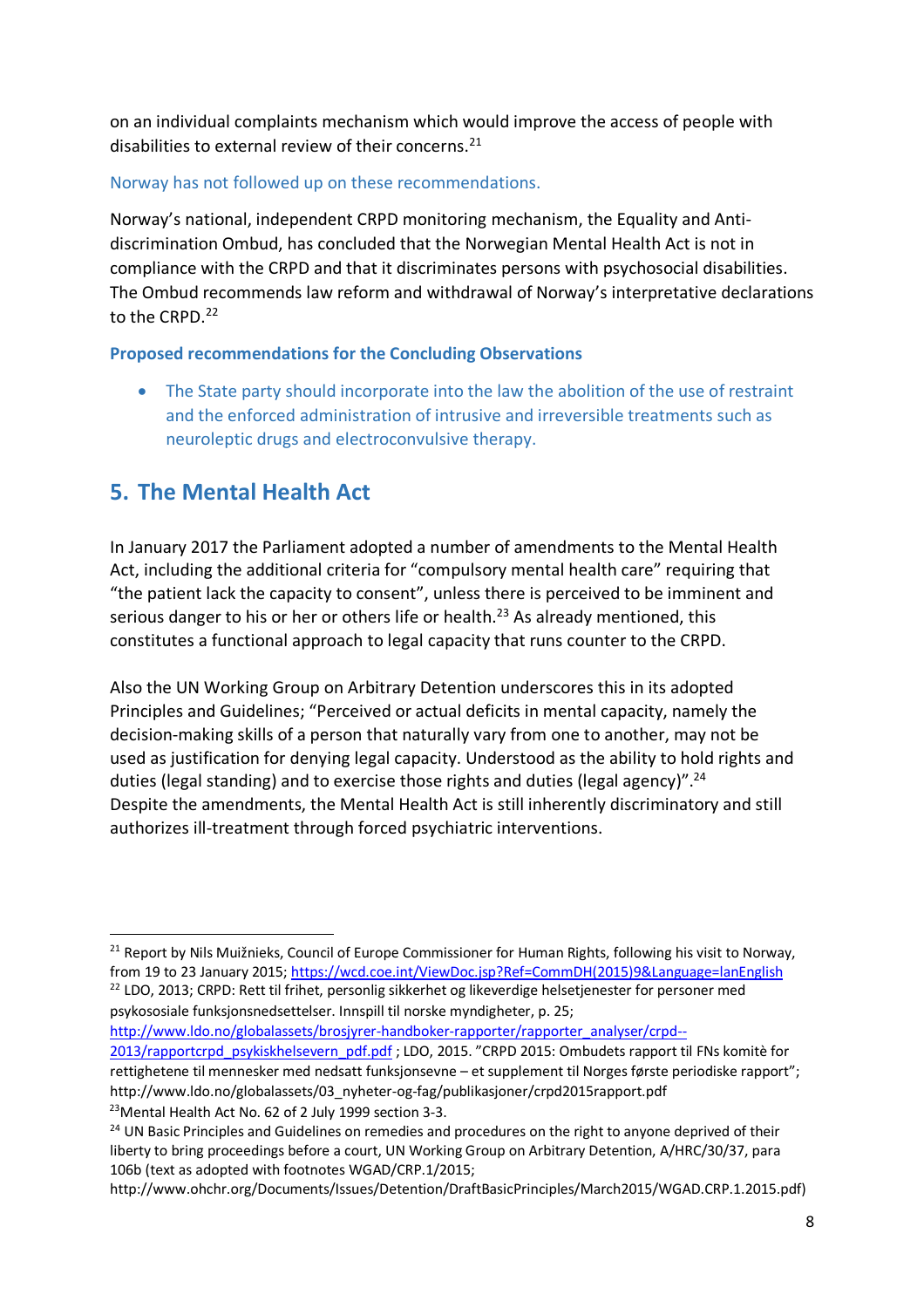on an individual complaints mechanism which would improve the access of people with disabilities to external review of their concerns.[21]

Norway has not followed up on these recommendations.

Norway's national, independent CRPD monitoring mechanism, the Equality and Anti-discrimination Ombud, has concluded that the Norwegian Mental Health Act is not in compliance with the CRPD and that it discriminates persons with psychosocial disabilities. The Ombud recommends law reform and withdrawal of Norway's interpretative declarations to the CRPD.[22]

**Proposed recommendations for the Concluding Observations**

- The State party should incorporate into the law the abolition of the use of restraint and the enforced administration of intrusive and irreversible treatments such as neuroleptic drugs and electroconvulsive therapy.

## 5. The Mental Health Act

In January 2017 the Parliament adopted a number of amendments to the Mental Health Act, including the additional criteria for "compulsory mental health care" requiring that "the patient lack the capacity to consent", unless there is perceived to be imminent and serious danger to his or her or others life or health.[23] As already mentioned, this constitutes a functional approach to legal capacity that runs counter to the CRPD.

Also the UN Working Group on Arbitrary Detention underscores this in its adopted Principles and Guidelines; "Perceived or actual deficits in mental capacity, namely the decision-making skills of a person that naturally vary from one to another, may not be used as justification for denying legal capacity. Understood as the ability to hold rights and duties (legal standing) and to exercise those rights and duties (legal agency)".[24]
Despite the amendments, the Mental Health Act is still inherently discriminatory and still authorizes ill-treatment through forced psychiatric interventions.

---

[21] Report by Nils Muižnieks, Council of Europe Commissioner for Human Rights, following his visit to Norway, from 19 to 23 January 2015; https://wcd.coe.int/ViewDoc.jsp?Ref=CommDH(2015)9&Language=lanEnglish

[22] LDO, 2013; CRPD: Rett til frihet, personlig sikkerhet og likeverdige helsetjenester for personer med psykososiale funksjonsnedsettelser. Innspill til norske myndigheter, p. 25; http://www.ldo.no/globalassets/brosjyrer-handboker-rapporter/rapporter_analyser/crpd--2013/rapportcrpd_psykiskhelsevern_pdf.pdf ; LDO, 2015. "CRPD 2015: Ombudets rapport til FNs komitè for rettighetene til mennesker med nedsatt funksjonsevne – et supplement til Norges første periodiske rapport"; http://www.ldo.no/globalassets/03_nyheter-og-fag/publikasjoner/crpd2015rapport.pdf

[23] Mental Health Act No. 62 of 2 July 1999 section 3-3.

[24] UN Basic Principles and Guidelines on remedies and procedures on the right to anyone deprived of their liberty to bring proceedings before a court, UN Working Group on Arbitrary Detention, A/HRC/30/37, para 106b (text as adopted with footnotes WGAD/CRP.1/2015; http://www.ohchr.org/Documents/Issues/Detention/DraftBasicPrinciples/March2015/WGAD.CRP.1.2015.pdf)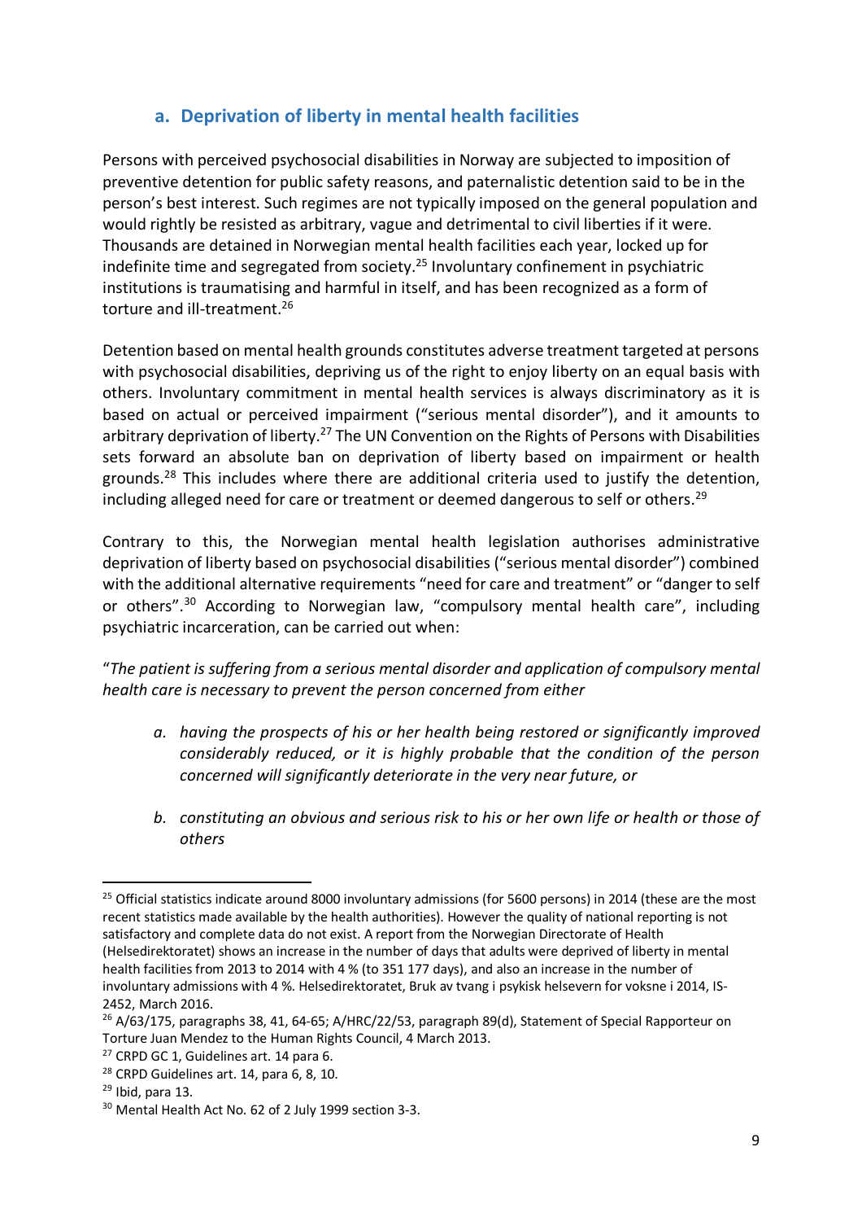## a. Deprivation of liberty in mental health facilities

Persons with perceived psychosocial disabilities in Norway are subjected to imposition of preventive detention for public safety reasons, and paternalistic detention said to be in the person's best interest. Such regimes are not typically imposed on the general population and would rightly be resisted as arbitrary, vague and detrimental to civil liberties if it were. Thousands are detained in Norwegian mental health facilities each year, locked up for indefinite time and segregated from society.[25] Involuntary confinement in psychiatric institutions is traumatising and harmful in itself, and has been recognized as a form of torture and ill-treatment.[26]

Detention based on mental health grounds constitutes adverse treatment targeted at persons with psychosocial disabilities, depriving us of the right to enjoy liberty on an equal basis with others. Involuntary commitment in mental health services is always discriminatory as it is based on actual or perceived impairment ("serious mental disorder"), and it amounts to arbitrary deprivation of liberty.[27] The UN Convention on the Rights of Persons with Disabilities sets forward an absolute ban on deprivation of liberty based on impairment or health grounds.[28] This includes where there are additional criteria used to justify the detention, including alleged need for care or treatment or deemed dangerous to self or others.[29]

Contrary to this, the Norwegian mental health legislation authorises administrative deprivation of liberty based on psychosocial disabilities ("serious mental disorder") combined with the additional alternative requirements "need for care and treatment" or "danger to self or others".[30] According to Norwegian law, "compulsory mental health care", including psychiatric incarceration, can be carried out when:

"*The patient is suffering from a serious mental disorder and application of compulsory mental health care is necessary to prevent the person concerned from either*

*a. having the prospects of his or her health being restored or significantly improved considerably reduced, or it is highly probable that the condition of the person concerned will significantly deteriorate in the very near future, or*

*b. constituting an obvious and serious risk to his or her own life or health or those of others*

---

[25] Official statistics indicate around 8000 involuntary admissions (for 5600 persons) in 2014 (these are the most recent statistics made available by the health authorities). However the quality of national reporting is not satisfactory and complete data do not exist. A report from the Norwegian Directorate of Health (Helsedirektoratet) shows an increase in the number of days that adults were deprived of liberty in mental health facilities from 2013 to 2014 with 4 % (to 351 177 days), and also an increase in the number of involuntary admissions with 4 %. Helsedirektoratet, Bruk av tvang i psykisk helsevern for voksne i 2014, IS-2452, March 2016.

[26] A/63/175, paragraphs 38, 41, 64-65; A/HRC/22/53, paragraph 89(d), Statement of Special Rapporteur on Torture Juan Mendez to the Human Rights Council, 4 March 2013.

[27] CRPD GC 1, Guidelines art. 14 para 6.

[28] CRPD Guidelines art. 14, para 6, 8, 10.

[29] Ibid, para 13.

[30] Mental Health Act No. 62 of 2 July 1999 section 3-3.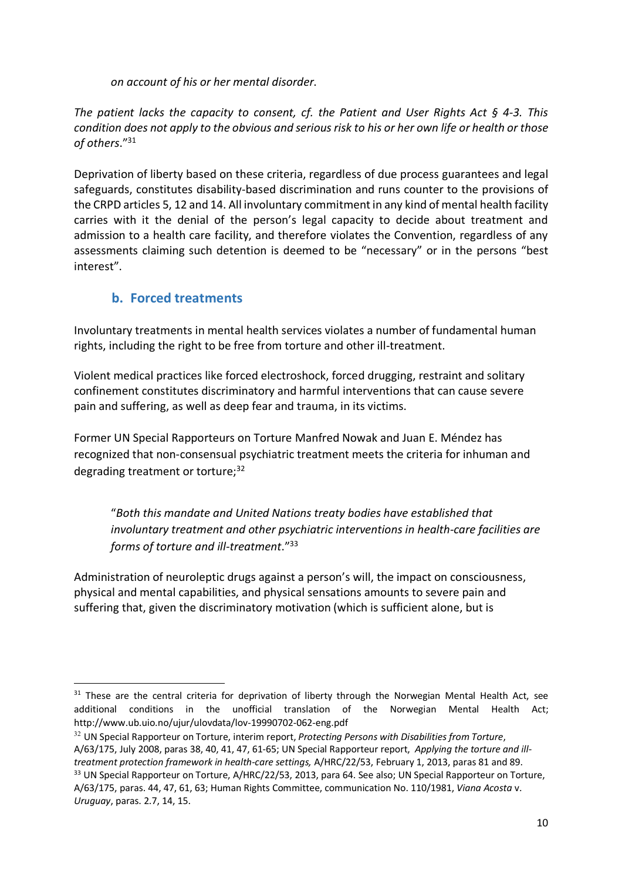*on account of his or her mental disorder.*

*The patient lacks the capacity to consent, cf. the Patient and User Rights Act § 4-3. This condition does not apply to the obvious and serious risk to his or her own life or health or those of others.*"[31]

Deprivation of liberty based on these criteria, regardless of due process guarantees and legal safeguards, constitutes disability-based discrimination and runs counter to the provisions of the CRPD articles 5, 12 and 14. All involuntary commitment in any kind of mental health facility carries with it the denial of the person's legal capacity to decide about treatment and admission to a health care facility, and therefore violates the Convention, regardless of any assessments claiming such detention is deemed to be "necessary" or in the persons "best interest".

### b. Forced treatments

Involuntary treatments in mental health services violates a number of fundamental human rights, including the right to be free from torture and other ill-treatment.

Violent medical practices like forced electroshock, forced drugging, restraint and solitary confinement constitutes discriminatory and harmful interventions that can cause severe pain and suffering, as well as deep fear and trauma, in its victims.

Former UN Special Rapporteurs on Torture Manfred Nowak and Juan E. Méndez has recognized that non-consensual psychiatric treatment meets the criteria for inhuman and degrading treatment or torture;[32]

> "*Both this mandate and United Nations treaty bodies have established that involuntary treatment and other psychiatric interventions in health-care facilities are forms of torture and ill-treatment.*"[33]

Administration of neuroleptic drugs against a person's will, the impact on consciousness, physical and mental capabilities, and physical sensations amounts to severe pain and suffering that, given the discriminatory motivation (which is sufficient alone, but is

---

[31] These are the central criteria for deprivation of liberty through the Norwegian Mental Health Act, see additional conditions in the unofficial translation of the Norwegian Mental Health Act; http://www.ub.uio.no/ujur/ulovdata/lov-19990702-062-eng.pdf

[32] UN Special Rapporteur on Torture, interim report, *Protecting Persons with Disabilities from Torture*, A/63/175, July 2008, paras 38, 40, 41, 47, 61-65; UN Special Rapporteur report, *Applying the torture and ill-treatment protection framework in health-care settings,* A/HRC/22/53, February 1, 2013, paras 81 and 89.

[33] UN Special Rapporteur on Torture, A/HRC/22/53, 2013, para 64. See also; UN Special Rapporteur on Torture, A/63/175, paras. 44, 47, 61, 63; Human Rights Committee, communication No. 110/1981, *Viana Acosta* v. *Uruguay*, paras. 2.7, 14, 15.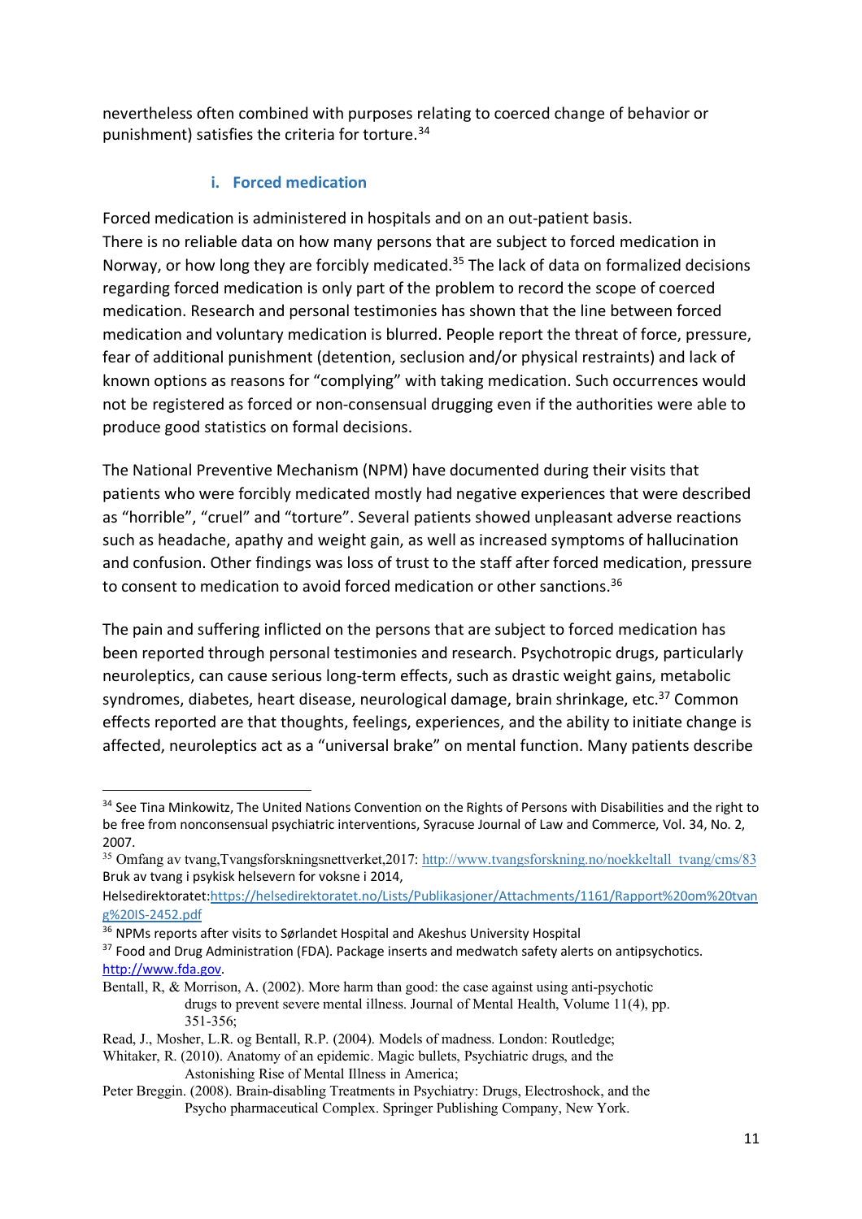nevertheless often combined with purposes relating to coerced change of behavior or punishment) satisfies the criteria for torture.[34]

### i. Forced medication

Forced medication is administered in hospitals and on an out-patient basis.
There is no reliable data on how many persons that are subject to forced medication in Norway, or how long they are forcibly medicated.[35] The lack of data on formalized decisions regarding forced medication is only part of the problem to record the scope of coerced medication. Research and personal testimonies has shown that the line between forced medication and voluntary medication is blurred. People report the threat of force, pressure, fear of additional punishment (detention, seclusion and/or physical restraints) and lack of known options as reasons for "complying" with taking medication. Such occurrences would not be registered as forced or non-consensual drugging even if the authorities were able to produce good statistics on formal decisions.

The National Preventive Mechanism (NPM) have documented during their visits that patients who were forcibly medicated mostly had negative experiences that were described as "horrible", "cruel" and "torture". Several patients showed unpleasant adverse reactions such as headache, apathy and weight gain, as well as increased symptoms of hallucination and confusion. Other findings was loss of trust to the staff after forced medication, pressure to consent to medication to avoid forced medication or other sanctions.[36]

The pain and suffering inflicted on the persons that are subject to forced medication has been reported through personal testimonies and research. Psychotropic drugs, particularly neuroleptics, can cause serious long-term effects, such as drastic weight gains, metabolic syndromes, diabetes, heart disease, neurological damage, brain shrinkage, etc.[37] Common effects reported are that thoughts, feelings, experiences, and the ability to initiate change is affected, neuroleptics act as a "universal brake" on mental function. Many patients describe

---

[34] See Tina Minkowitz, The United Nations Convention on the Rights of Persons with Disabilities and the right to be free from nonconsensual psychiatric interventions, Syracuse Journal of Law and Commerce, Vol. 34, No. 2, 2007.

[35] Omfang av tvang,Tvangsforskningsnettverket,2017: http://www.tvangsforskning.no/noekkeltall_tvang/cms/83
Bruk av tvang i psykisk helsevern for voksne i 2014, Helsedirektoratet:https://helsedirektoratet.no/Lists/Publikasjoner/Attachments/1161/Rapport%20om%20tvang%20IS-2452.pdf

[36] NPMs reports after visits to Sørlandet Hospital and Akeshus University Hospital

[37] Food and Drug Administration (FDA). Package inserts and medwatch safety alerts on antipsychotics. http://www.fda.gov.

Bentall, R, & Morrison, A. (2002). More harm than good: the case against using anti-psychotic drugs to prevent severe mental illness. Journal of Mental Health, Volume 11(4), pp. 351-356;

Read, J., Mosher, L.R. og Bentall, R.P. (2004). Models of madness. London: Routledge;

Whitaker, R. (2010). Anatomy of an epidemic. Magic bullets, Psychiatric drugs, and the Astonishing Rise of Mental Illness in America;

Peter Breggin. (2008). Brain-disabling Treatments in Psychiatry: Drugs, Electroshock, and the Psycho pharmaceutical Complex. Springer Publishing Company, New York.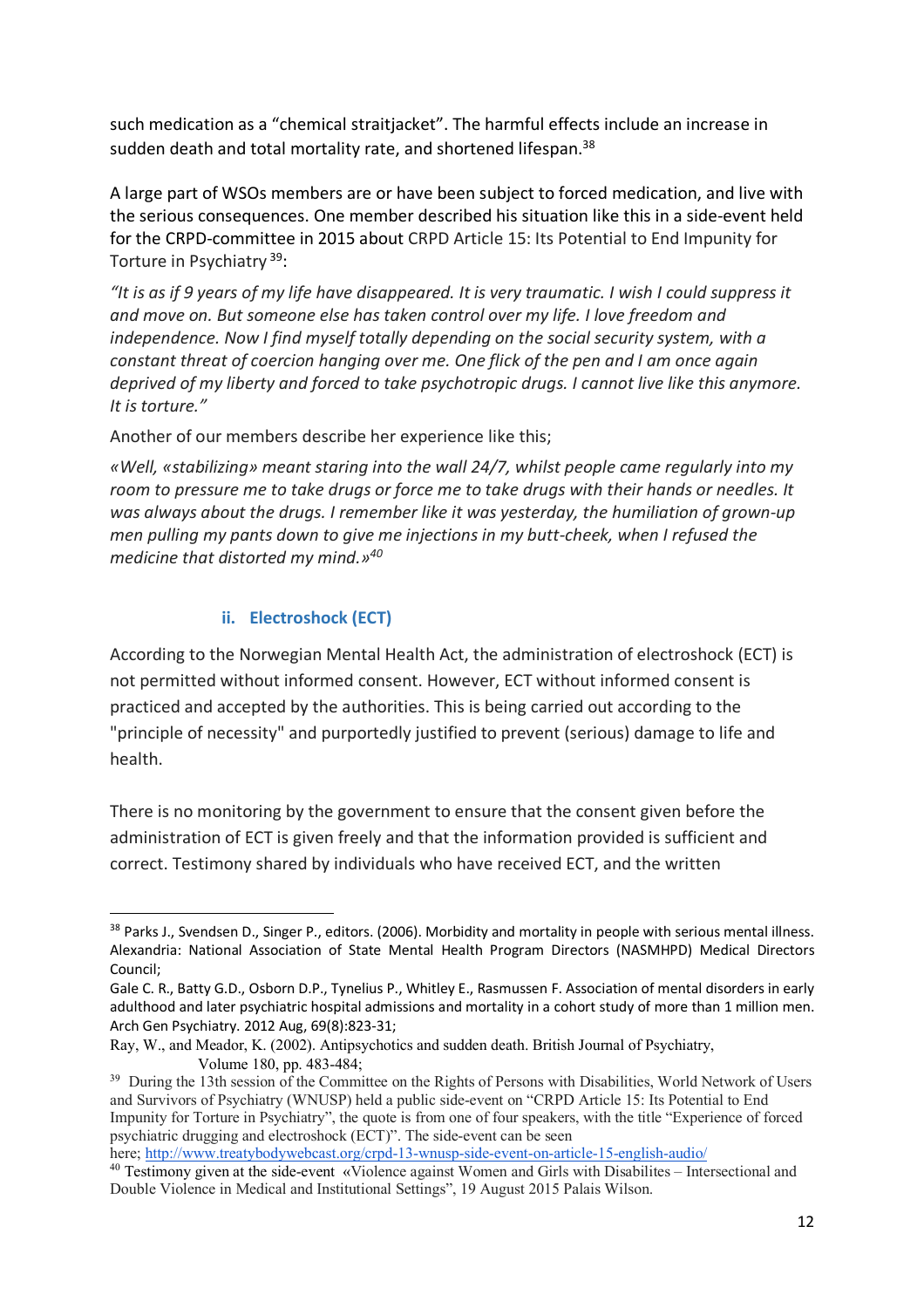such medication as a "chemical straitjacket". The harmful effects include an increase in sudden death and total mortality rate, and shortened lifespan.[38]

A large part of WSOs members are or have been subject to forced medication, and live with the serious consequences. One member described his situation like this in a side-event held for the CRPD-committee in 2015 about CRPD Article 15: Its Potential to End Impunity for Torture in Psychiatry[39]:

*"It is as if 9 years of my life have disappeared. It is very traumatic. I wish I could suppress it and move on. But someone else has taken control over my life. I love freedom and independence. Now I find myself totally depending on the social security system, with a constant threat of coercion hanging over me. One flick of the pen and I am once again deprived of my liberty and forced to take psychotropic drugs. I cannot live like this anymore. It is torture."*

Another of our members describe her experience like this;

*«Well, «stabilizing» meant staring into the wall 24/7, whilst people came regularly into my room to pressure me to take drugs or force me to take drugs with their hands or needles. It was always about the drugs. I remember like it was yesterday, the humiliation of grown-up men pulling my pants down to give me injections in my butt-cheek, when I refused the medicine that distorted my mind.»*[40]

### ii. Electroshock (ECT)

According to the Norwegian Mental Health Act, the administration of electroshock (ECT) is not permitted without informed consent. However, ECT without informed consent is practiced and accepted by the authorities. This is being carried out according to the "principle of necessity" and purportedly justified to prevent (serious) damage to life and health.

There is no monitoring by the government to ensure that the consent given before the administration of ECT is given freely and that the information provided is sufficient and correct. Testimony shared by individuals who have received ECT, and the written

---

[38] Parks J., Svendsen D., Singer P., editors. (2006). Morbidity and mortality in people with serious mental illness. Alexandria: National Association of State Mental Health Program Directors (NASMHPD) Medical Directors Council;

Gale C. R., Batty G.D., Osborn D.P., Tynelius P., Whitley E., Rasmussen F. Association of mental disorders in early adulthood and later psychiatric hospital admissions and mortality in a cohort study of more than 1 million men. Arch Gen Psychiatry. 2012 Aug, 69(8):823-31;

Ray, W., and Meador, K. (2002). Antipsychotics and sudden death. British Journal of Psychiatry, Volume 180, pp. 483-484;

[39] During the 13th session of the Committee on the Rights of Persons with Disabilities, World Network of Users and Survivors of Psychiatry (WNUSP) held a public side-event on "CRPD Article 15: Its Potential to End Impunity for Torture in Psychiatry", the quote is from one of four speakers, with the title "Experience of forced psychiatric drugging and electroshock (ECT)". The side-event can be seen here; http://www.treatybodywebcast.org/crpd-13-wnusp-side-event-on-article-15-english-audio/

[40] Testimony given at the side-event «Violence against Women and Girls with Disabilites – Intersectional and Double Violence in Medical and Institutional Settings", 19 August 2015 Palais Wilson.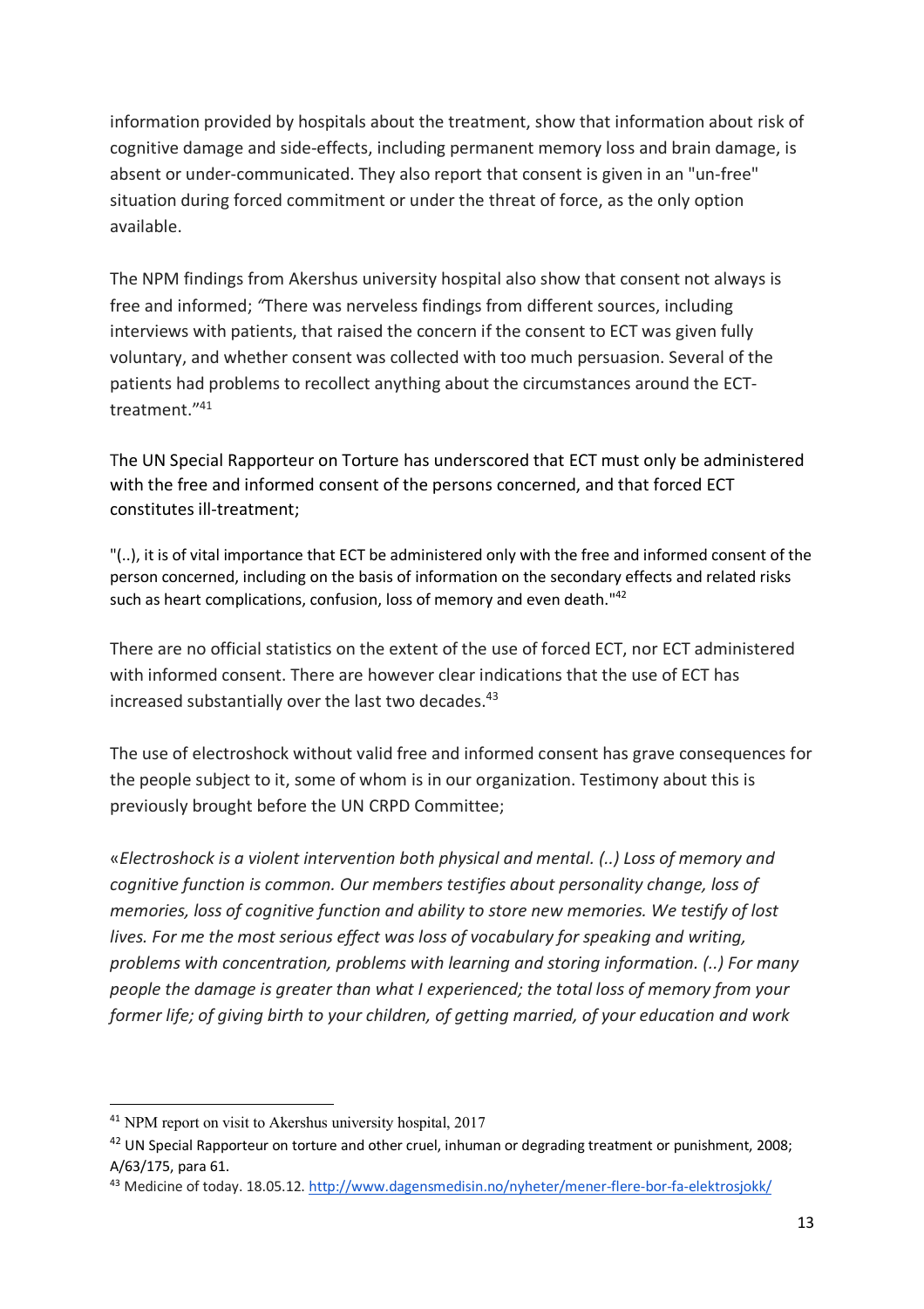information provided by hospitals about the treatment, show that information about risk of cognitive damage and side-effects, including permanent memory loss and brain damage, is absent or under-communicated. They also report that consent is given in an "un-free" situation during forced commitment or under the threat of force, as the only option available.

The NPM findings from Akershus university hospital also show that consent not always is free and informed; *"*There was nerveless findings from different sources, including interviews with patients, that raised the concern if the consent to ECT was given fully voluntary, and whether consent was collected with too much persuasion. Several of the patients had problems to recollect anything about the circumstances around the ECT-treatment."[41]

The UN Special Rapporteur on Torture has underscored that ECT must only be administered with the free and informed consent of the persons concerned, and that forced ECT constitutes ill-treatment;

"(..), it is of vital importance that ECT be administered only with the free and informed consent of the person concerned, including on the basis of information on the secondary effects and related risks such as heart complications, confusion, loss of memory and even death."[42]

There are no official statistics on the extent of the use of forced ECT, nor ECT administered with informed consent. There are however clear indications that the use of ECT has increased substantially over the last two decades.[43]

The use of electroshock without valid free and informed consent has grave consequences for the people subject to it, some of whom is in our organization. Testimony about this is previously brought before the UN CRPD Committee;

«*Electroshock is a violent intervention both physical and mental. (..) Loss of memory and cognitive function is common. Our members testifies about personality change, loss of memories, loss of cognitive function and ability to store new memories. We testify of lost lives. For me the most serious effect was loss of vocabulary for speaking and writing, problems with concentration, problems with learning and storing information. (..) For many people the damage is greater than what I experienced; the total loss of memory from your former life; of giving birth to your children, of getting married, of your education and work*

---

[41] NPM report on visit to Akershus university hospital, 2017

[42] UN Special Rapporteur on torture and other cruel, inhuman or degrading treatment or punishment, 2008; A/63/175, para 61.

[43] Medicine of today. 18.05.12. http://www.dagensmedisin.no/nyheter/mener-flere-bor-fa-elektrosjokk/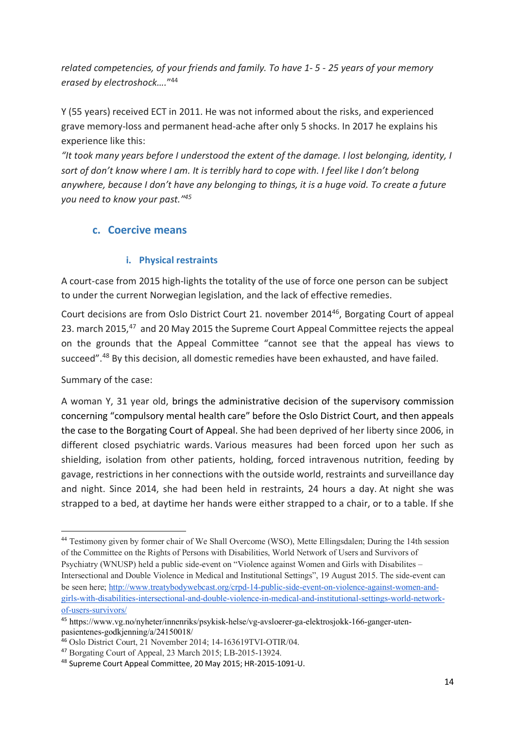*related competencies, of your friends and family. To have 1- 5 - 25 years of your memory erased by electroshock…."*[44]

Y (55 years) received ECT in 2011. He was not informed about the risks, and experienced grave memory-loss and permanent head-ache after only 5 shocks. In 2017 he explains his experience like this:
*"It took many years before I understood the extent of the damage. I lost belonging, identity, I sort of don't know where I am. It is terribly hard to cope with. I feel like I don't belong anywhere, because I don't have any belonging to things, it is a huge void. To create a future you need to know your past."*[45]

### c. Coercive means

#### i. Physical restraints

A court-case from 2015 high-lights the totality of the use of force one person can be subject to under the current Norwegian legislation, and the lack of effective remedies.

Court decisions are from Oslo District Court 21. november 2014[46], Borgating Court of appeal 23. march 2015,[47] and 20 May 2015 the Supreme Court Appeal Committee rejects the appeal on the grounds that the Appeal Committee "cannot see that the appeal has views to succeed".[48] By this decision, all domestic remedies have been exhausted, and have failed.

Summary of the case:

A woman Y, 31 year old, brings the administrative decision of the supervisory commission concerning "compulsory mental health care" before the Oslo District Court, and then appeals the case to the Borgating Court of Appeal. She had been deprived of her liberty since 2006, in different closed psychiatric wards. Various measures had been forced upon her such as shielding, isolation from other patients, holding, forced intravenous nutrition, feeding by gavage, restrictions in her connections with the outside world, restraints and surveillance day and night. Since 2014, she had been held in restraints, 24 hours a day. At night she was strapped to a bed, at daytime her hands were either strapped to a chair, or to a table. If she

---

[44] Testimony given by former chair of We Shall Overcome (WSO), Mette Ellingsdalen; During the 14th session of the Committee on the Rights of Persons with Disabilities, World Network of Users and Survivors of Psychiatry (WNUSP) held a public side-event on "Violence against Women and Girls with Disabilites – Intersectional and Double Violence in Medical and Institutional Settings", 19 August 2015. The side-event can be seen here; http://www.treatybodywebcast.org/crpd-14-public-side-event-on-violence-against-women-and-girls-with-disabilities-intersectional-and-double-violence-in-medical-and-institutional-settings-world-network-of-users-survivors/

[45] https://www.vg.no/nyheter/innenriks/psykisk-helse/vg-avsloerer-ga-elektrosjokk-166-ganger-uten-pasientenes-godkjenning/a/24150018/

[46] Oslo District Court, 21 November 2014; 14-163619TVI-OTIR/04.

[47] Borgating Court of Appeal, 23 March 2015; LB-2015-13924.

[48] Supreme Court Appeal Committee, 20 May 2015; HR-2015-1091-U.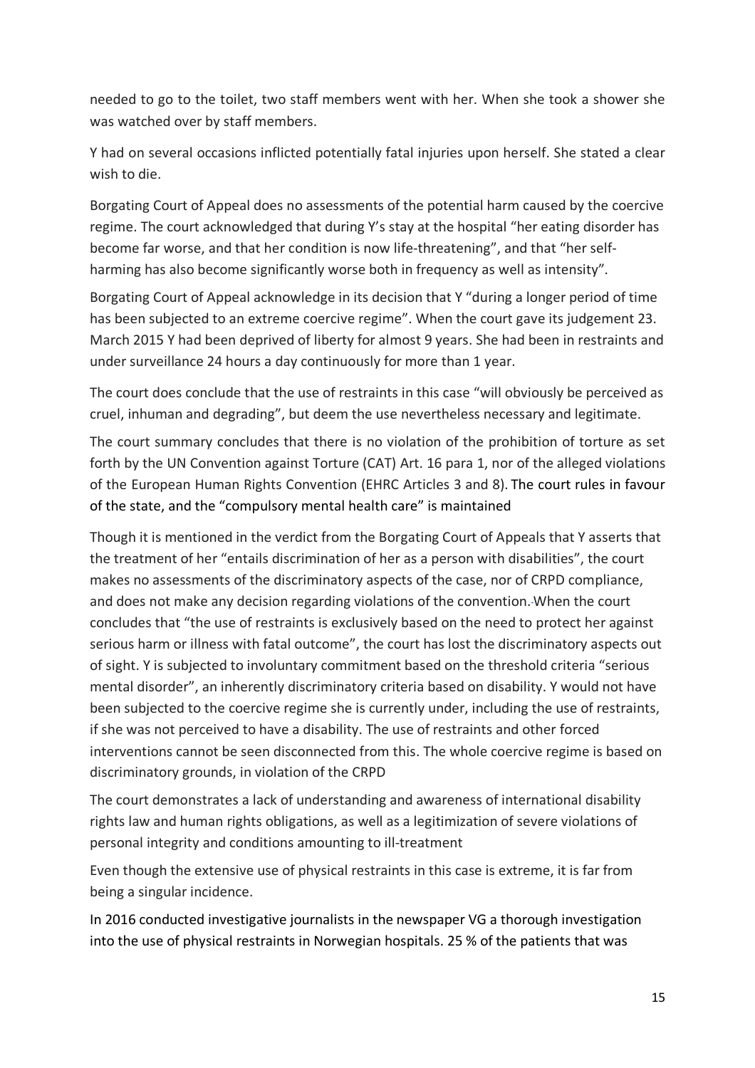needed to go to the toilet, two staff members went with her. When she took a shower she was watched over by staff members.

Y had on several occasions inflicted potentially fatal injuries upon herself. She stated a clear wish to die.

Borgating Court of Appeal does no assessments of the potential harm caused by the coercive regime. The court acknowledged that during Y's stay at the hospital "her eating disorder has become far worse, and that her condition is now life-threatening", and that "her self-harming has also become significantly worse both in frequency as well as intensity".

Borgating Court of Appeal acknowledge in its decision that Y "during a longer period of time has been subjected to an extreme coercive regime". When the court gave its judgement 23. March 2015 Y had been deprived of liberty for almost 9 years. She had been in restraints and under surveillance 24 hours a day continuously for more than 1 year.

The court does conclude that the use of restraints in this case "will obviously be perceived as cruel, inhuman and degrading", but deem the use nevertheless necessary and legitimate.

The court summary concludes that there is no violation of the prohibition of torture as set forth by the UN Convention against Torture (CAT) Art. 16 para 1, nor of the alleged violations of the European Human Rights Convention (EHRC Articles 3 and 8). The court rules in favour of the state, and the "compulsory mental health care" is maintained

Though it is mentioned in the verdict from the Borgating Court of Appeals that Y asserts that the treatment of her "entails discrimination of her as a person with disabilities", the court makes no assessments of the discriminatory aspects of the case, nor of CRPD compliance, and does not make any decision regarding violations of the convention. When the court concludes that "the use of restraints is exclusively based on the need to protect her against serious harm or illness with fatal outcome", the court has lost the discriminatory aspects out of sight. Y is subjected to involuntary commitment based on the threshold criteria "serious mental disorder", an inherently discriminatory criteria based on disability. Y would not have been subjected to the coercive regime she is currently under, including the use of restraints, if she was not perceived to have a disability. The use of restraints and other forced interventions cannot be seen disconnected from this. The whole coercive regime is based on discriminatory grounds, in violation of the CRPD

The court demonstrates a lack of understanding and awareness of international disability rights law and human rights obligations, as well as a legitimization of severe violations of personal integrity and conditions amounting to ill-treatment

Even though the extensive use of physical restraints in this case is extreme, it is far from being a singular incidence.

In 2016 conducted investigative journalists in the newspaper VG a thorough investigation into the use of physical restraints in Norwegian hospitals. 25 % of the patients that was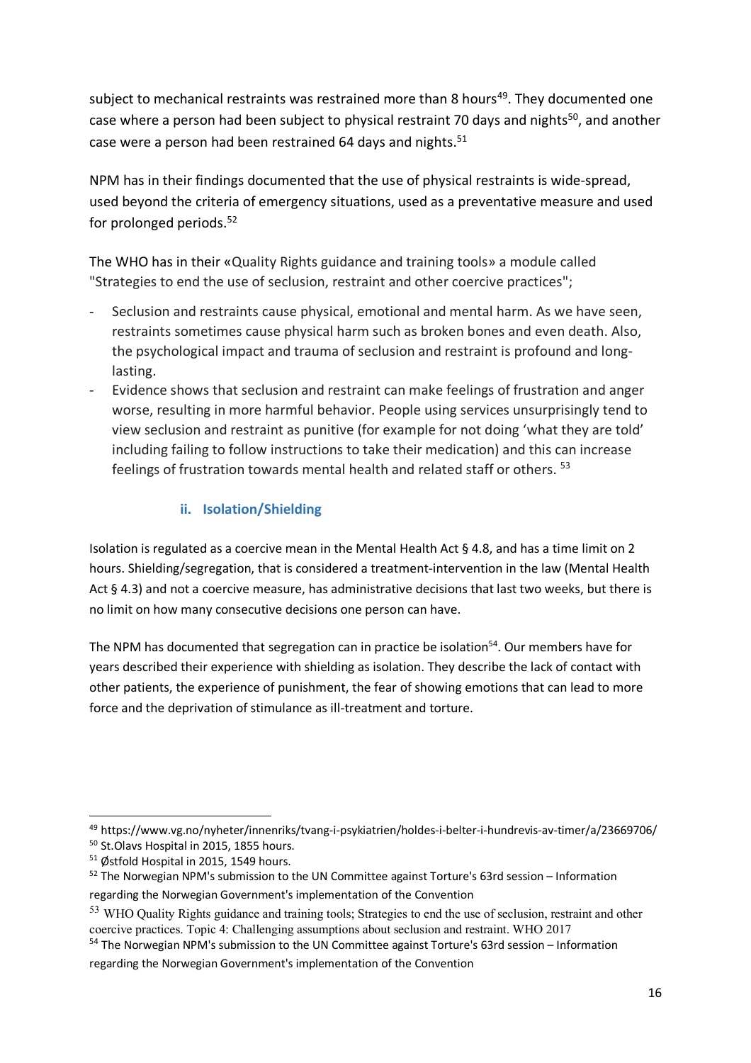subject to mechanical restraints was restrained more than 8 hours[49]. They documented one case where a person had been subject to physical restraint 70 days and nights[50], and another case were a person had been restrained 64 days and nights.[51]

NPM has in their findings documented that the use of physical restraints is wide-spread, used beyond the criteria of emergency situations, used as a preventative measure and used for prolonged periods.[52]

The WHO has in their «Quality Rights guidance and training tools» a module called "Strategies to end the use of seclusion, restraint and other coercive practices";

- Seclusion and restraints cause physical, emotional and mental harm. As we have seen, restraints sometimes cause physical harm such as broken bones and even death. Also, the psychological impact and trauma of seclusion and restraint is profound and long-lasting.
- Evidence shows that seclusion and restraint can make feelings of frustration and anger worse, resulting in more harmful behavior. People using services unsurprisingly tend to view seclusion and restraint as punitive (for example for not doing 'what they are told' including failing to follow instructions to take their medication) and this can increase feelings of frustration towards mental health and related staff or others. [53]

### ii. Isolation/Shielding

Isolation is regulated as a coercive mean in the Mental Health Act § 4.8, and has a time limit on 2 hours. Shielding/segregation, that is considered a treatment-intervention in the law (Mental Health Act § 4.3) and not a coercive measure, has administrative decisions that last two weeks, but there is no limit on how many consecutive decisions one person can have.

The NPM has documented that segregation can in practice be isolation[54]. Our members have for years described their experience with shielding as isolation. They describe the lack of contact with other patients, the experience of punishment, the fear of showing emotions that can lead to more force and the deprivation of stimulance as ill-treatment and torture.

---

[49] https://www.vg.no/nyheter/innenriks/tvang-i-psykiatrien/holdes-i-belter-i-hundrevis-av-timer/a/23669706/

[50] St.Olavs Hospital in 2015, 1855 hours.

[51] Østfold Hospital in 2015, 1549 hours.

[52] The Norwegian NPM's submission to the UN Committee against Torture's 63rd session – Information regarding the Norwegian Government's implementation of the Convention

[53] WHO Quality Rights guidance and training tools; Strategies to end the use of seclusion, restraint and other coercive practices. Topic 4: Challenging assumptions about seclusion and restraint. WHO 2017

[54] The Norwegian NPM's submission to the UN Committee against Torture's 63rd session – Information regarding the Norwegian Government's implementation of the Convention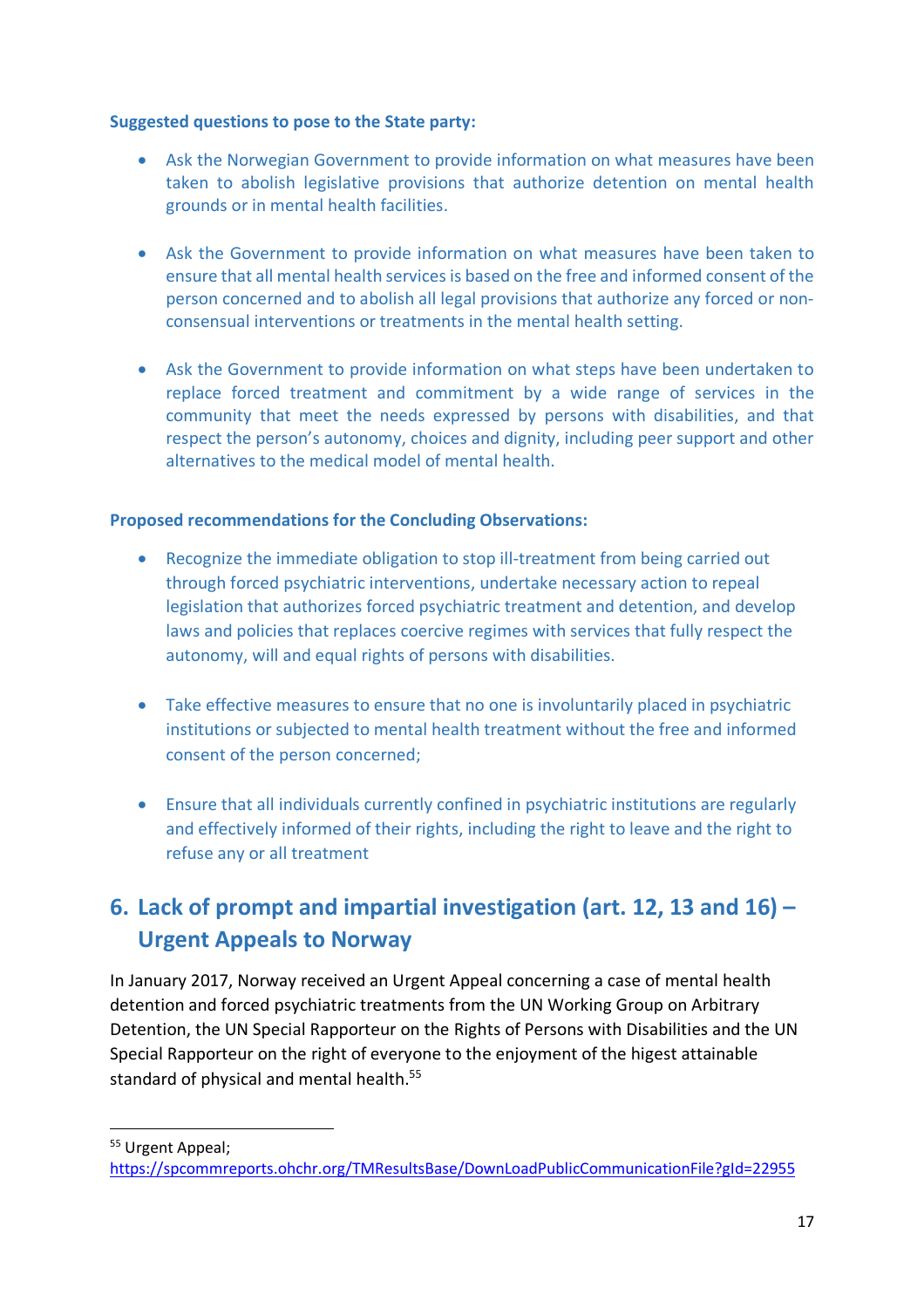**Suggested questions to pose to the State party:**

- Ask the Norwegian Government to provide information on what measures have been taken to abolish legislative provisions that authorize detention on mental health grounds or in mental health facilities.
- Ask the Government to provide information on what measures have been taken to ensure that all mental health services is based on the free and informed consent of the person concerned and to abolish all legal provisions that authorize any forced or non-consensual interventions or treatments in the mental health setting.
- Ask the Government to provide information on what steps have been undertaken to replace forced treatment and commitment by a wide range of services in the community that meet the needs expressed by persons with disabilities, and that respect the person's autonomy, choices and dignity, including peer support and other alternatives to the medical model of mental health.

**Proposed recommendations for the Concluding Observations:**

- Recognize the immediate obligation to stop ill-treatment from being carried out through forced psychiatric interventions, undertake necessary action to repeal legislation that authorizes forced psychiatric treatment and detention, and develop laws and policies that replaces coercive regimes with services that fully respect the autonomy, will and equal rights of persons with disabilities.
- Take effective measures to ensure that no one is involuntarily placed in psychiatric institutions or subjected to mental health treatment without the free and informed consent of the person concerned;
- Ensure that all individuals currently confined in psychiatric institutions are regularly and effectively informed of their rights, including the right to leave and the right to refuse any or all treatment

## 6. Lack of prompt and impartial investigation (art. 12, 13 and 16) – Urgent Appeals to Norway

In January 2017, Norway received an Urgent Appeal concerning a case of mental health detention and forced psychiatric treatments from the UN Working Group on Arbitrary Detention, the UN Special Rapporteur on the Rights of Persons with Disabilities and the UN Special Rapporteur on the right of everyone to the enjoyment of the higest attainable standard of physical and mental health.[55]

---

[55] Urgent Appeal; https://spcommreports.ohchr.org/TMResultsBase/DownLoadPublicCommunicationFile?gId=22955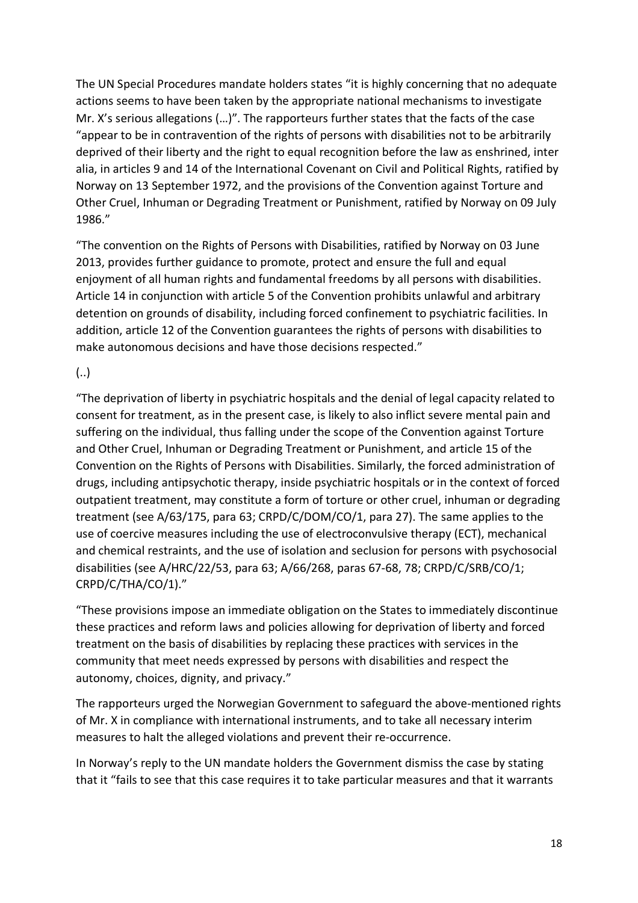The UN Special Procedures mandate holders states "it is highly concerning that no adequate actions seems to have been taken by the appropriate national mechanisms to investigate Mr. X's serious allegations (…)". The rapporteurs further states that the facts of the case "appear to be in contravention of the rights of persons with disabilities not to be arbitrarily deprived of their liberty and the right to equal recognition before the law as enshrined, inter alia, in articles 9 and 14 of the International Covenant on Civil and Political Rights, ratified by Norway on 13 September 1972, and the provisions of the Convention against Torture and Other Cruel, Inhuman or Degrading Treatment or Punishment, ratified by Norway on 09 July 1986."

"The convention on the Rights of Persons with Disabilities, ratified by Norway on 03 June 2013, provides further guidance to promote, protect and ensure the full and equal enjoyment of all human rights and fundamental freedoms by all persons with disabilities. Article 14 in conjunction with article 5 of the Convention prohibits unlawful and arbitrary detention on grounds of disability, including forced confinement to psychiatric facilities. In addition, article 12 of the Convention guarantees the rights of persons with disabilities to make autonomous decisions and have those decisions respected."

(..)

"The deprivation of liberty in psychiatric hospitals and the denial of legal capacity related to consent for treatment, as in the present case, is likely to also inflict severe mental pain and suffering on the individual, thus falling under the scope of the Convention against Torture and Other Cruel, Inhuman or Degrading Treatment or Punishment, and article 15 of the Convention on the Rights of Persons with Disabilities. Similarly, the forced administration of drugs, including antipsychotic therapy, inside psychiatric hospitals or in the context of forced outpatient treatment, may constitute a form of torture or other cruel, inhuman or degrading treatment (see A/63/175, para 63; CRPD/C/DOM/CO/1, para 27). The same applies to the use of coercive measures including the use of electroconvulsive therapy (ECT), mechanical and chemical restraints, and the use of isolation and seclusion for persons with psychosocial disabilities (see A/HRC/22/53, para 63; A/66/268, paras 67-68, 78; CRPD/C/SRB/CO/1; CRPD/C/THA/CO/1)."

"These provisions impose an immediate obligation on the States to immediately discontinue these practices and reform laws and policies allowing for deprivation of liberty and forced treatment on the basis of disabilities by replacing these practices with services in the community that meet needs expressed by persons with disabilities and respect the autonomy, choices, dignity, and privacy."

The rapporteurs urged the Norwegian Government to safeguard the above-mentioned rights of Mr. X in compliance with international instruments, and to take all necessary interim measures to halt the alleged violations and prevent their re-occurrence.

In Norway's reply to the UN mandate holders the Government dismiss the case by stating that it "fails to see that this case requires it to take particular measures and that it warrants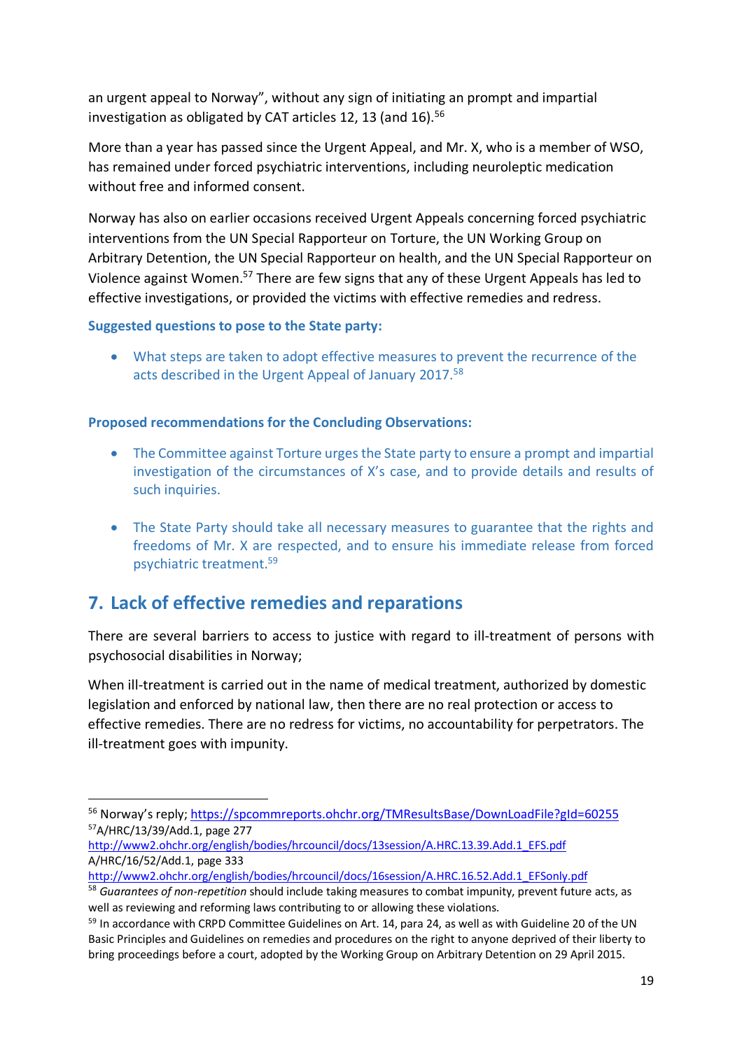an urgent appeal to Norway", without any sign of initiating an prompt and impartial investigation as obligated by CAT articles 12, 13 (and 16).[56]

More than a year has passed since the Urgent Appeal, and Mr. X, who is a member of WSO, has remained under forced psychiatric interventions, including neuroleptic medication without free and informed consent.

Norway has also on earlier occasions received Urgent Appeals concerning forced psychiatric interventions from the UN Special Rapporteur on Torture, the UN Working Group on Arbitrary Detention, the UN Special Rapporteur on health, and the UN Special Rapporteur on Violence against Women.[57] There are few signs that any of these Urgent Appeals has led to effective investigations, or provided the victims with effective remedies and redress.

**Suggested questions to pose to the State party:**

- What steps are taken to adopt effective measures to prevent the recurrence of the acts described in the Urgent Appeal of January 2017.[58]

**Proposed recommendations for the Concluding Observations:**

- The Committee against Torture urges the State party to ensure a prompt and impartial investigation of the circumstances of X's case, and to provide details and results of such inquiries.

- The State Party should take all necessary measures to guarantee that the rights and freedoms of Mr. X are respected, and to ensure his immediate release from forced psychiatric treatment.[59]

## 7. Lack of effective remedies and reparations

There are several barriers to access to justice with regard to ill-treatment of persons with psychosocial disabilities in Norway;

When ill-treatment is carried out in the name of medical treatment, authorized by domestic legislation and enforced by national law, then there are no real protection or access to effective remedies. There are no redress for victims, no accountability for perpetrators. The ill-treatment goes with impunity.

---

[56] Norway's reply; https://spcommreports.ohchr.org/TMResultsBase/DownLoadFile?gId=60255

[57] A/HRC/13/39/Add.1, page 277
http://www2.ohchr.org/english/bodies/hrcouncil/docs/13session/A.HRC.13.39.Add.1_EFS.pdf
A/HRC/16/52/Add.1, page 333
http://www2.ohchr.org/english/bodies/hrcouncil/docs/16session/A.HRC.16.52.Add.1_EFSonly.pdf

[58] *Guarantees of non-repetition* should include taking measures to combat impunity, prevent future acts, as well as reviewing and reforming laws contributing to or allowing these violations.

[59] In accordance with CRPD Committee Guidelines on Art. 14, para 24, as well as with Guideline 20 of the UN Basic Principles and Guidelines on remedies and procedures on the right to anyone deprived of their liberty to bring proceedings before a court, adopted by the Working Group on Arbitrary Detention on 29 April 2015.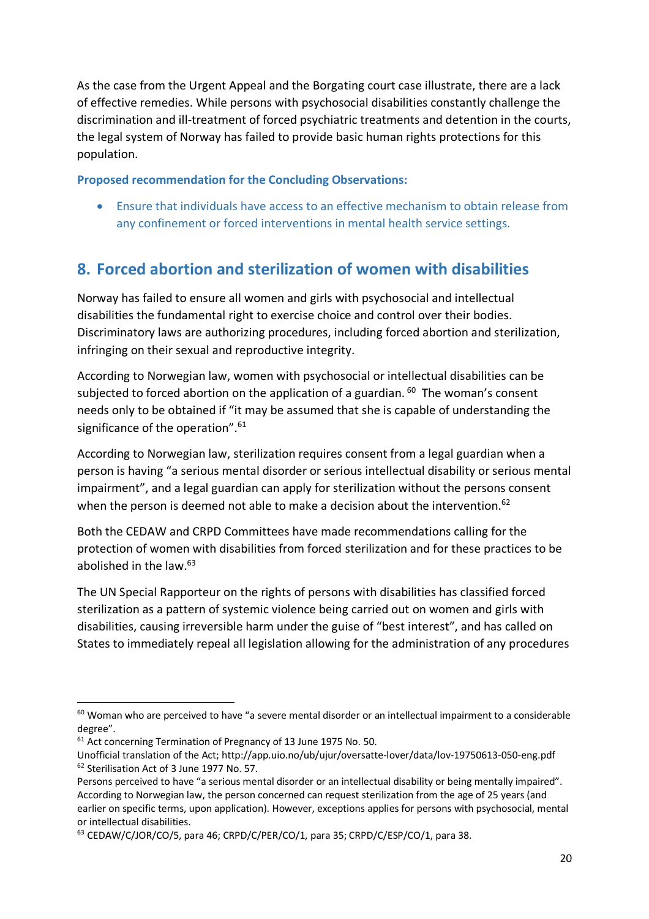As the case from the Urgent Appeal and the Borgating court case illustrate, there are a lack of effective remedies. While persons with psychosocial disabilities constantly challenge the discrimination and ill-treatment of forced psychiatric treatments and detention in the courts, the legal system of Norway has failed to provide basic human rights protections for this population.

**Proposed recommendation for the Concluding Observations:**

- Ensure that individuals have access to an effective mechanism to obtain release from any confinement or forced interventions in mental health service settings.

## 8. Forced abortion and sterilization of women with disabilities

Norway has failed to ensure all women and girls with psychosocial and intellectual disabilities the fundamental right to exercise choice and control over their bodies. Discriminatory laws are authorizing procedures, including forced abortion and sterilization, infringing on their sexual and reproductive integrity.

According to Norwegian law, women with psychosocial or intellectual disabilities can be subjected to forced abortion on the application of a guardian. [60] The woman's consent needs only to be obtained if "it may be assumed that she is capable of understanding the significance of the operation".[61]

According to Norwegian law, sterilization requires consent from a legal guardian when a person is having "a serious mental disorder or serious intellectual disability or serious mental impairment", and a legal guardian can apply for sterilization without the persons consent when the person is deemed not able to make a decision about the intervention.[62]

Both the CEDAW and CRPD Committees have made recommendations calling for the protection of women with disabilities from forced sterilization and for these practices to be abolished in the law.[63]

The UN Special Rapporteur on the rights of persons with disabilities has classified forced sterilization as a pattern of systemic violence being carried out on women and girls with disabilities, causing irreversible harm under the guise of "best interest", and has called on States to immediately repeal all legislation allowing for the administration of any procedures

---

[60] Woman who are perceived to have "a severe mental disorder or an intellectual impairment to a considerable degree".

[61] Act concerning Termination of Pregnancy of 13 June 1975 No. 50.
Unofficial translation of the Act; http://app.uio.no/ub/ujur/oversatte-lover/data/lov-19750613-050-eng.pdf

[62] Sterilisation Act of 3 June 1977 No. 57.
Persons perceived to have "a serious mental disorder or an intellectual disability or being mentally impaired". According to Norwegian law, the person concerned can request sterilization from the age of 25 years (and earlier on specific terms, upon application). However, exceptions applies for persons with psychosocial, mental or intellectual disabilities.

[63] CEDAW/C/JOR/CO/5, para 46; CRPD/C/PER/CO/1, para 35; CRPD/C/ESP/CO/1, para 38.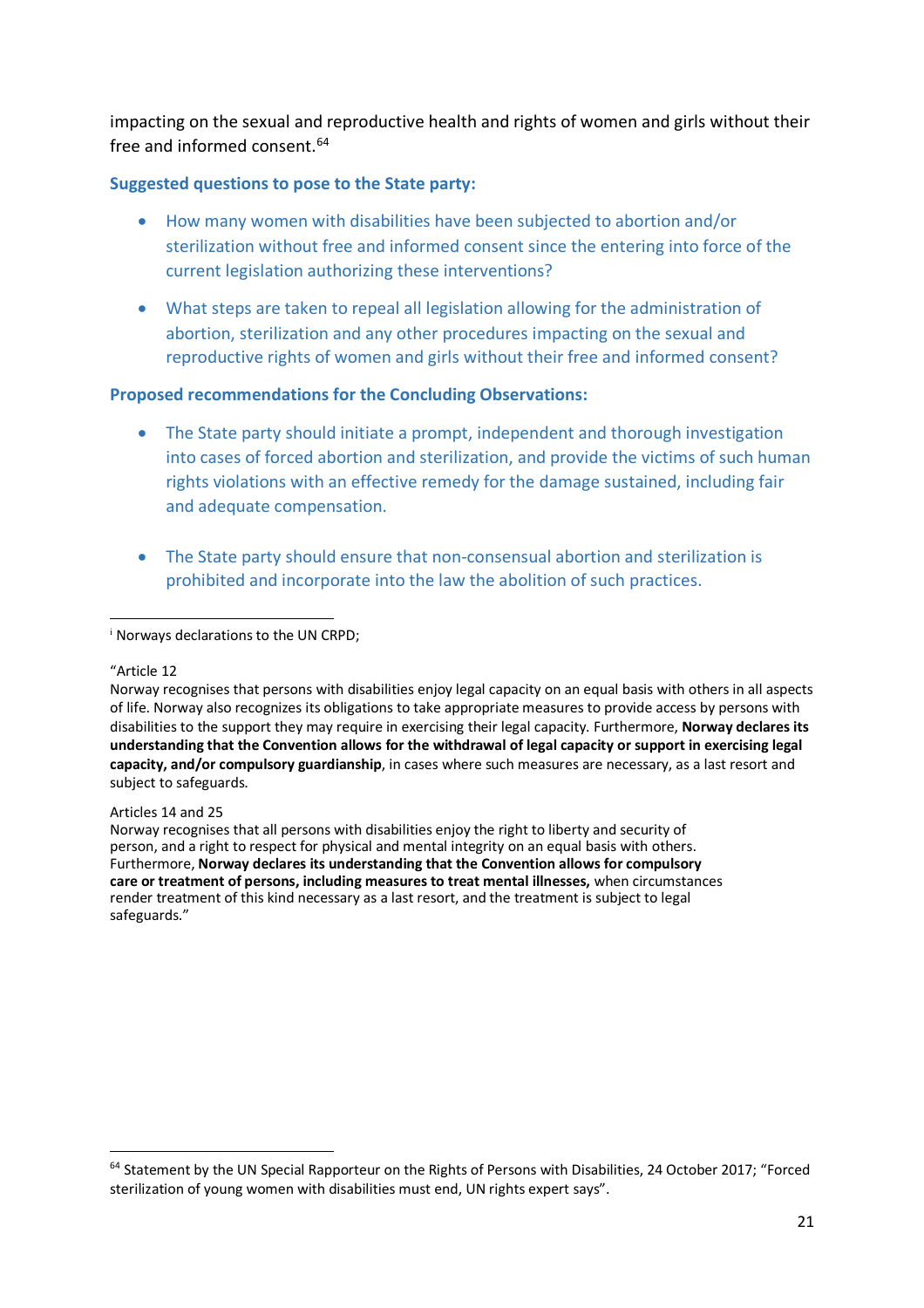impacting on the sexual and reproductive health and rights of women and girls without their free and informed consent.[64]

**Suggested questions to pose to the State party:**

- How many women with disabilities have been subjected to abortion and/or sterilization without free and informed consent since the entering into force of the current legislation authorizing these interventions?
- What steps are taken to repeal all legislation allowing for the administration of abortion, sterilization and any other procedures impacting on the sexual and reproductive rights of women and girls without their free and informed consent?

**Proposed recommendations for the Concluding Observations:**

- The State party should initiate a prompt, independent and thorough investigation into cases of forced abortion and sterilization, and provide the victims of such human rights violations with an effective remedy for the damage sustained, including fair and adequate compensation.

- The State party should ensure that non-consensual abortion and sterilization is prohibited and incorporate into the law the abolition of such practices.

---

[i] Norways declarations to the UN CRPD;

"Article 12
Norway recognises that persons with disabilities enjoy legal capacity on an equal basis with others in all aspects of life. Norway also recognizes its obligations to take appropriate measures to provide access by persons with disabilities to the support they may require in exercising their legal capacity. Furthermore, **Norway declares its understanding that the Convention allows for the withdrawal of legal capacity or support in exercising legal capacity, and/or compulsory guardianship**, in cases where such measures are necessary, as a last resort and subject to safeguards.

Articles 14 and 25
Norway recognises that all persons with disabilities enjoy the right to liberty and security of person, and a right to respect for physical and mental integrity on an equal basis with others. Furthermore, **Norway declares its understanding that the Convention allows for compulsory care or treatment of persons, including measures to treat mental illnesses,** when circumstances render treatment of this kind necessary as a last resort, and the treatment is subject to legal safeguards."

---

[64] Statement by the UN Special Rapporteur on the Rights of Persons with Disabilities, 24 October 2017; "Forced sterilization of young women with disabilities must end, UN rights expert says".